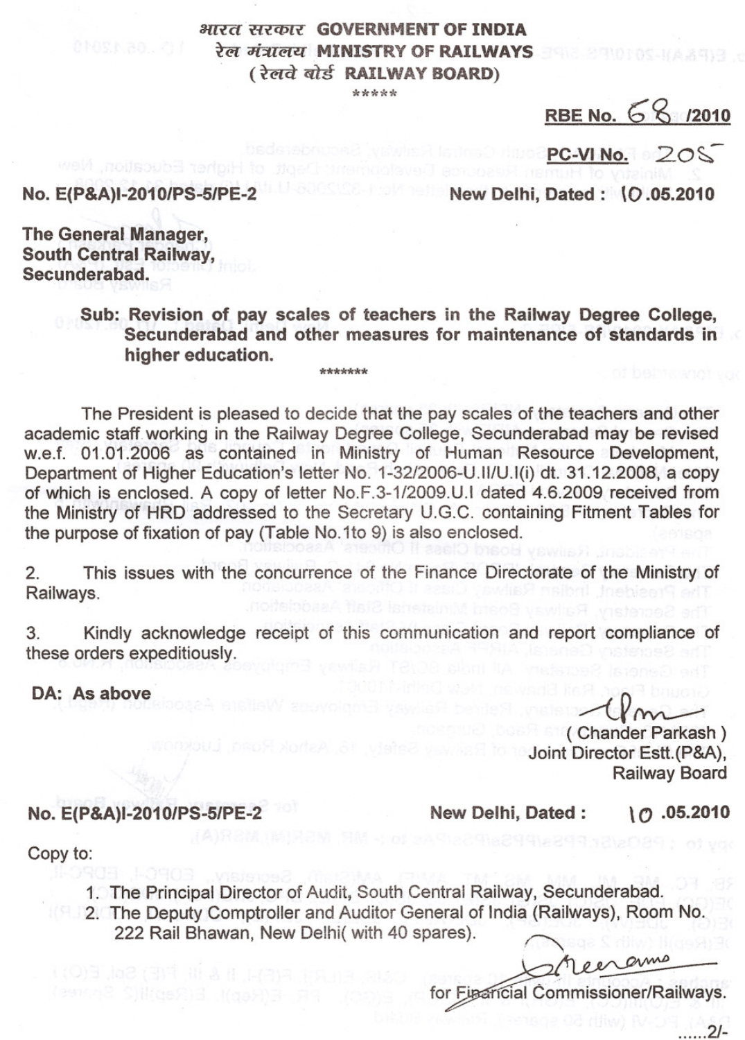भारत सरकार GOVERNMENT OF INDIA
रेल मंत्रालय MINISTRY OF RAILWAYS
(रेलवे बोर्ड RAILWAY BOARD)

\*\*\*\*\*

**RBE No. 68/2010**

**PC-VI No. 205**

**No. E(P&A)I-2010/PS-5/PE-2** **New Delhi, Dated : 10.05.2010**

**The General Manager,**
**South Central Railway,**
**Secunderabad.**

**Sub: Revision of pay scales of teachers in the Railway Degree College, Secunderabad and other measures for maintenance of standards in higher education.**

\*\*\*\*\*\*\*

The President is pleased to decide that the pay scales of the teachers and other academic staff working in the Railway Degree College, Secunderabad may be revised w.e.f. 01.01.2006 as contained in Ministry of Human Resource Development, Department of Higher Education's letter No. 1-32/2006-U.II/U.I(i) dt. 31.12.2008, a copy of which is enclosed. A copy of letter No.F.3-1/2009.U.I dated 4.6.2009 received from the Ministry of HRD addressed to the Secretary U.G.C. containing Fitment Tables for the purpose of fixation of pay (Table No.1to 9) is also enclosed.

2. This issues with the concurrence of the Finance Directorate of the Ministry of Railways.

3. Kindly acknowledge receipt of this communication and report compliance of these orders expeditiously.

**DA: As above**

( Chander Parkash )
Joint Director Estt.(P&A),
Railway Board

**No. E(P&A)I-2010/PS-5/PE-2** **New Delhi, Dated : 10.05.2010**

Copy to:

1. The Principal Director of Audit, South Central Railway, Secunderabad.
2. The Deputy Comptroller and Auditor General of India (Railways), Room No. 222 Rail Bhawan, New Delhi( with 40 spares).

for Financial Commissioner/Railways.

......2/-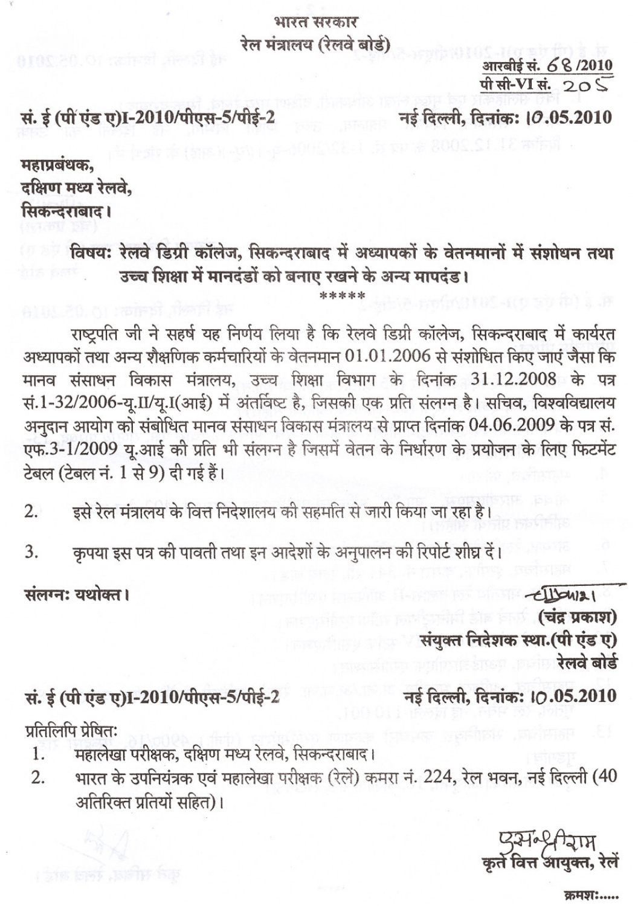भारत सरकार

रेल मंत्रालय (रेलवे बोर्ड)

आरबीई सं. 68/2010

पी सी-VI सं. 205

सं. ई (पी एंड ए)I-2010/पीएस-5/पीई-2 नई दिल्ली, दिनांक: 10.05.2010

महाप्रबंधक,
दक्षिण मध्य रेलवे,
सिकन्दराबाद।

**विषयः रेलवे डिग्री कॉलेज, सिकन्दराबाद में अध्यापकों के वेतनमानों में संशोधन तथा उच्च शिक्षा में मानदंडों को बनाए रखने के अन्य मापदंड।**

\*\*\*\*\*

राष्ट्रपति जी ने सहर्ष यह निर्णय लिया है कि रेलवे डिग्री कॉलेज, सिकन्दराबाद में कार्यरत अध्यापकों तथा अन्य शैक्षणिक कर्मचारियों के वेतनमान 01.01.2006 से संशोधित किए जाएं जैसा कि मानव संसाधन विकास मंत्रालय, उच्च शिक्षा विभाग के दिनांक 31.12.2008 के पत्र सं.1-32/2006-यू.II/यू.I(आई) में अंतर्विष्ट है, जिसकी एक प्रति संलग्न है। सचिव, विश्वविद्यालय अनुदान आयोग को संबोधित मानव संसाधन विकास मंत्रालय से प्राप्त दिनांक 04.06.2009 के पत्र सं. एफ.3-1/2009 यू.आई की प्रति भी संलग्न है जिसमें वेतन के निर्धारण के प्रयोजन के लिए फिटमेंट टेबल (टेबल नं. 1 से 9) दी गई हैं।

2. इसे रेल मंत्रालय के वित्त निदेशालय की सहमति से जारी किया जा रहा है।

3. कृपया इस पत्र की पावती तथा इन आदेशों के अनुपालन की रिपोर्ट शीघ्र दें।

संलग्नः यथोक्त।

(चंद्र प्रकाश)
संयुक्त निदेशक स्था.(पी एंड ए)
रेलवे बोर्ड

सं. ई (पी एंड ए)I-2010/पीएस-5/पीई-2 नई दिल्ली, दिनांक: 10.05.2010

प्रतिलिपि प्रेषितः

1. महालेखा परीक्षक, दक्षिण मध्य रेलवे, सिकन्दराबाद।
2. भारत के उपनियंत्रक एवं महालेखा परीक्षक (रेलें) कमरा नं. 224, रेल भवन, नई दिल्ली (40 अतिरिक्त प्रतियों सहित)।

कृते वित्त आयुक्त, रेलें

क्रमशः.....